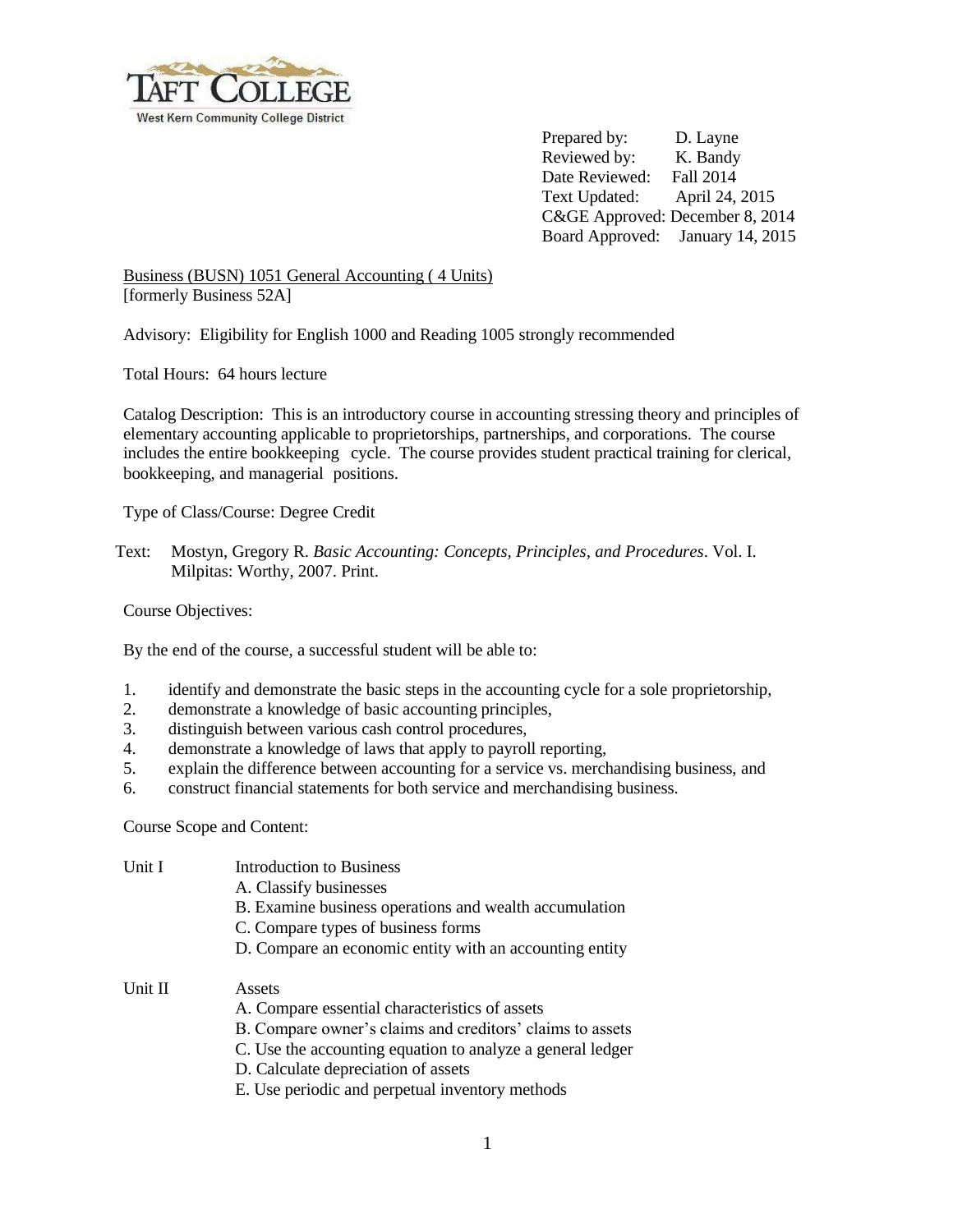Taft College
West Kern Community College District

Prepared by: D. Layne
Reviewed by: K. Bandy
Date Reviewed: Fall 2014
Text Updated: April 24, 2015
C&GE Approved: December 8, 2014
Board Approved: January 14, 2015

Business (BUSN) 1051 General Accounting ( 4 Units)
[formerly Business 52A]

Advisory: Eligibility for English 1000 and Reading 1005 strongly recommended

Total Hours: 64 hours lecture

Catalog Description: This is an introductory course in accounting stressing theory and principles of elementary accounting applicable to proprietorships, partnerships, and corporations. The course includes the entire bookkeeping cycle. The course provides student practical training for clerical, bookkeeping, and managerial positions.

Type of Class/Course: Degree Credit

Text: Mostyn, Gregory R. *Basic Accounting: Concepts, Principles, and Procedures*. Vol. I. Milpitas: Worthy, 2007. Print.

Course Objectives:

By the end of the course, a successful student will be able to:

1. identify and demonstrate the basic steps in the accounting cycle for a sole proprietorship,
2. demonstrate a knowledge of basic accounting principles,
3. distinguish between various cash control procedures,
4. demonstrate a knowledge of laws that apply to payroll reporting,
5. explain the difference between accounting for a service vs. merchandising business, and
6. construct financial statements for both service and merchandising business.

Course Scope and Content:

Unit I Introduction to Business
- A. Classify businesses
- B. Examine business operations and wealth accumulation
- C. Compare types of business forms
- D. Compare an economic entity with an accounting entity

Unit II Assets
- A. Compare essential characteristics of assets
- B. Compare owner's claims and creditors' claims to assets
- C. Use the accounting equation to analyze a general ledger
- D. Calculate depreciation of assets
- E. Use periodic and perpetual inventory methods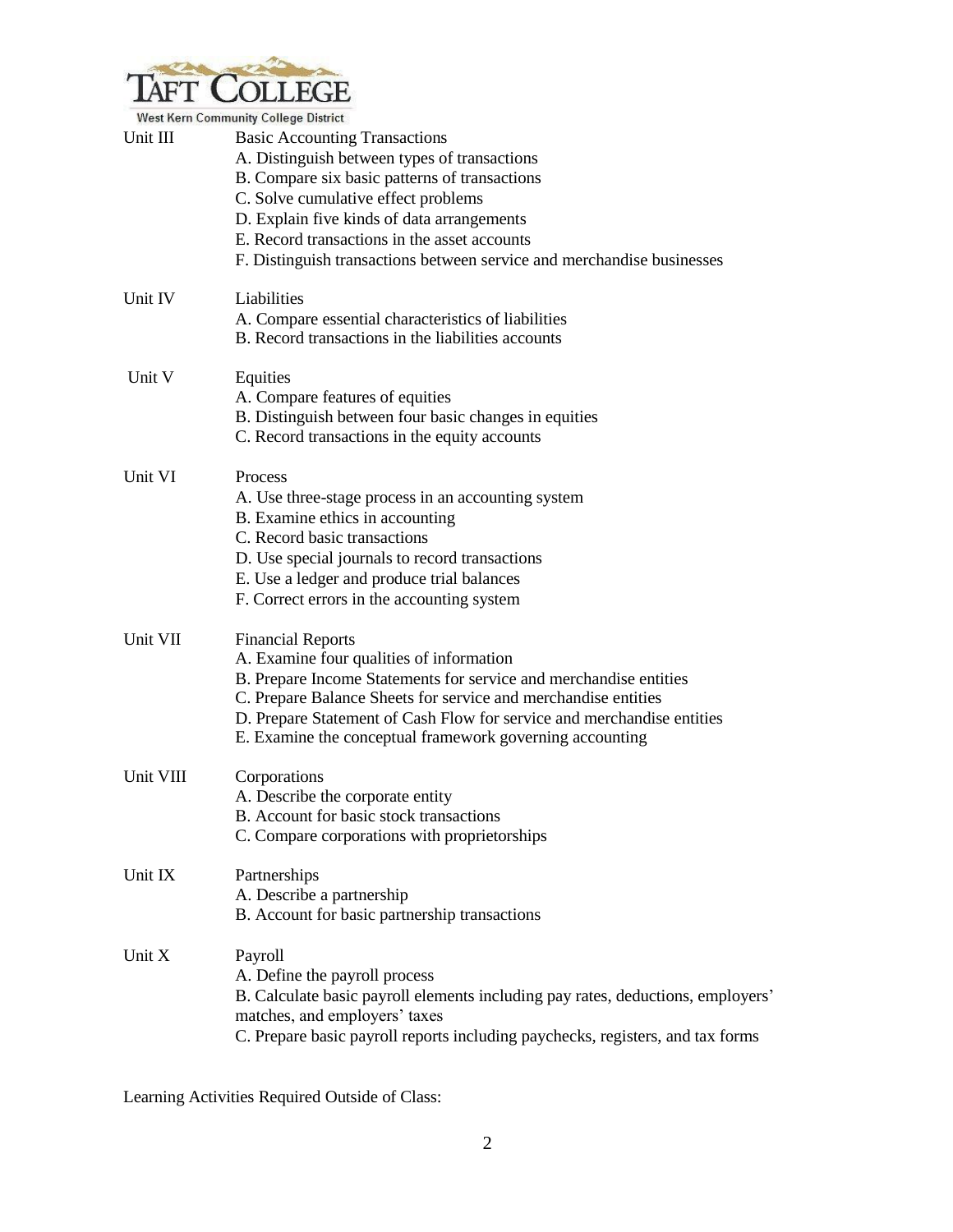Unit III Basic Accounting Transactions

A. Distinguish between types of transactions
B. Compare six basic patterns of transactions
C. Solve cumulative effect problems
D. Explain five kinds of data arrangements
E. Record transactions in the asset accounts
F. Distinguish transactions between service and merchandise businesses

Unit IV Liabilities

A. Compare essential characteristics of liabilities
B. Record transactions in the liabilities accounts

Unit V Equities

A. Compare features of equities
B. Distinguish between four basic changes in equities
C. Record transactions in the equity accounts

Unit VI Process

A. Use three-stage process in an accounting system
B. Examine ethics in accounting
C. Record basic transactions
D. Use special journals to record transactions
E. Use a ledger and produce trial balances
F. Correct errors in the accounting system

Unit VII Financial Reports

A. Examine four qualities of information
B. Prepare Income Statements for service and merchandise entities
C. Prepare Balance Sheets for service and merchandise entities
D. Prepare Statement of Cash Flow for service and merchandise entities
E. Examine the conceptual framework governing accounting

Unit VIII Corporations

A. Describe the corporate entity
B. Account for basic stock transactions
C. Compare corporations with proprietorships

Unit IX Partnerships

A. Describe a partnership
B. Account for basic partnership transactions

Unit X Payroll

A. Define the payroll process
B. Calculate basic payroll elements including pay rates, deductions, employers' matches, and employers' taxes
C. Prepare basic payroll reports including paychecks, registers, and tax forms

Learning Activities Required Outside of Class: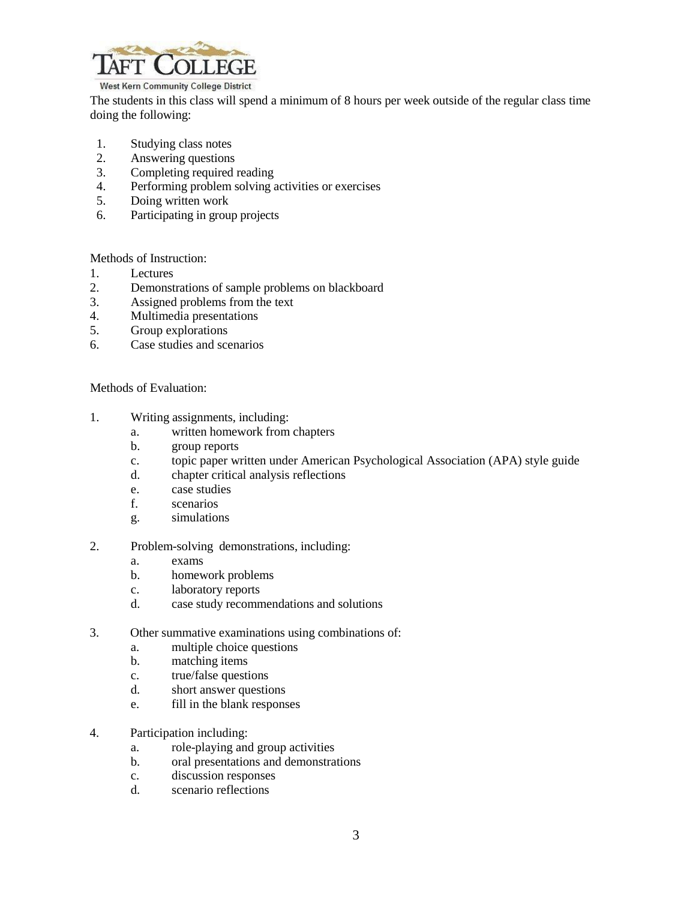The students in this class will spend a minimum of 8 hours per week outside of the regular class time doing the following:

1. Studying class notes
2. Answering questions
3. Completing required reading
4. Performing problem solving activities or exercises
5. Doing written work
6. Participating in group projects

Methods of Instruction:

1. Lectures
2. Demonstrations of sample problems on blackboard
3. Assigned problems from the text
4. Multimedia presentations
5. Group explorations
6. Case studies and scenarios

Methods of Evaluation:

1. Writing assignments, including:
   a. written homework from chapters
   b. group reports
   c. topic paper written under American Psychological Association (APA) style guide
   d. chapter critical analysis reflections
   e. case studies
   f. scenarios
   g. simulations

2. Problem-solving demonstrations, including:
   a. exams
   b. homework problems
   c. laboratory reports
   d. case study recommendations and solutions

3. Other summative examinations using combinations of:
   a. multiple choice questions
   b. matching items
   c. true/false questions
   d. short answer questions
   e. fill in the blank responses

4. Participation including:
   a. role-playing and group activities
   b. oral presentations and demonstrations
   c. discussion responses
   d. scenario reflections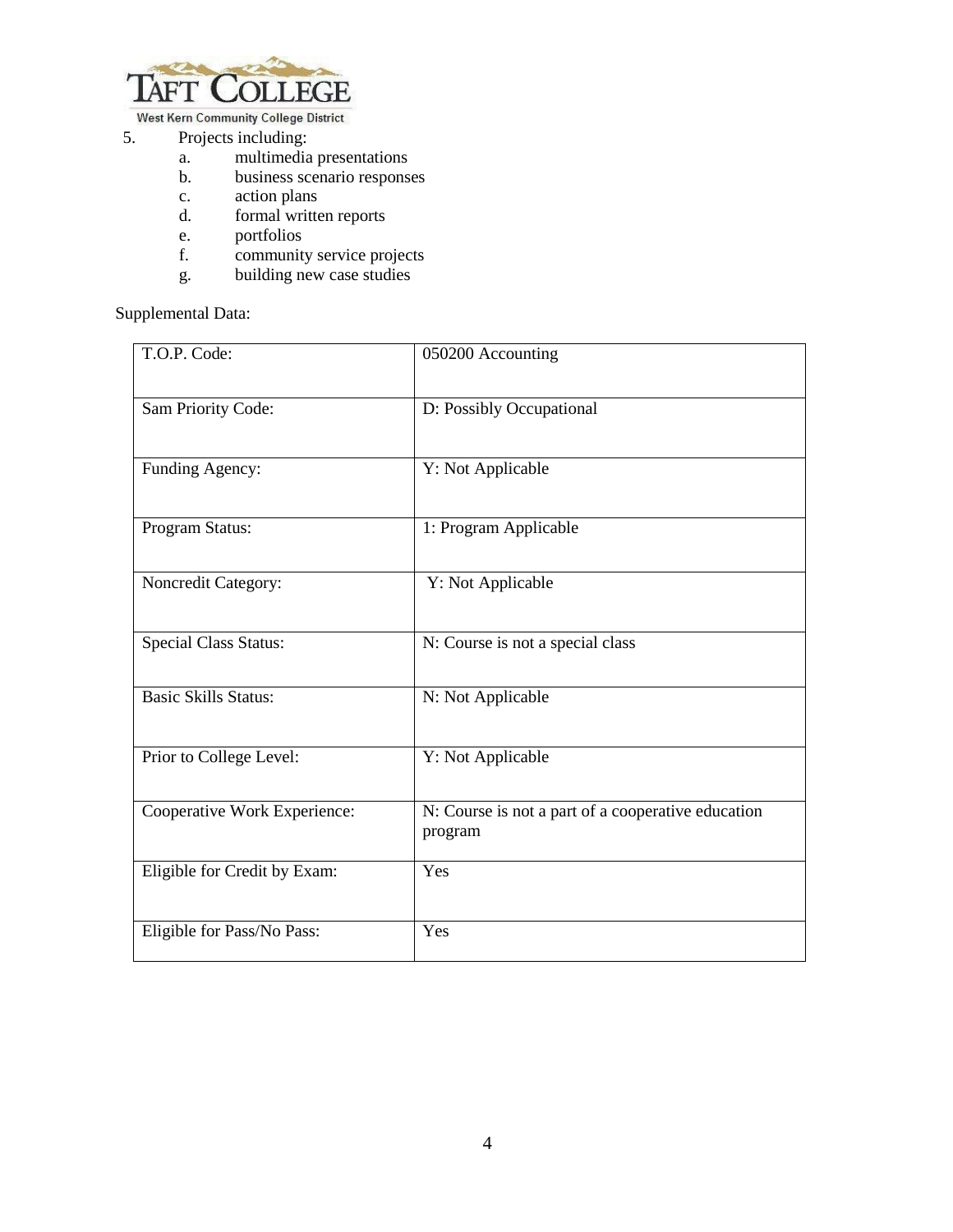5. Projects including:
    a. multimedia presentations
    b. business scenario responses
    c. action plans
    d. formal written reports
    e. portfolios
    f. community service projects
    g. building new case studies

Supplemental Data:

| | |
|---|---|
| T.O.P. Code: | 050200 Accounting |
| Sam Priority Code: | D: Possibly Occupational |
| Funding Agency: | Y: Not Applicable |
| Program Status: | 1: Program Applicable |
| Noncredit Category: | Y: Not Applicable |
| Special Class Status: | N: Course is not a special class |
| Basic Skills Status: | N: Not Applicable |
| Prior to College Level: | Y: Not Applicable |
| Cooperative Work Experience: | N: Course is not a part of a cooperative education program |
| Eligible for Credit by Exam: | Yes |
| Eligible for Pass/No Pass: | Yes |